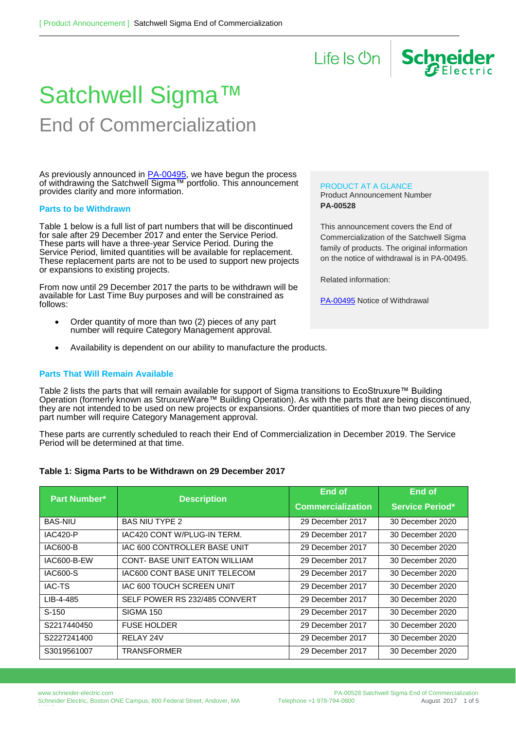# Satchwell Sigma™

## End of Commercialization

As previously announced in PA-00495, we have begun the process of withdrawing the Satchwell Sigma™ portfolio. This announcement provides clarity and more information.

### Parts to be Withdrawn

Table 1 below is a full list of part numbers that will be discontinued for sale after 29 December 2017 and enter the Service Period. These parts will have a three-year Service Period. During the Service Period, limited quantities will be available for replacement. These replacement parts are not to be used to support new projects or expansions to existing projects.

From now until 29 December 2017 the parts to be withdrawn will be available for Last Time Buy purposes and will be constrained as follows:

- Order quantity of more than two (2) pieces of any part number will require Category Management approval.
- Availability is dependent on our ability to manufacture the products.

**PRODUCT AT A GLANCE**

Product Announcement Number

**PA-00528**

This announcement covers the End of Commercialization of the Satchwell Sigma family of products. The original information on the notice of withdrawal is in PA-00495.

Related information:

PA-00495 Notice of Withdrawal

### Parts That Will Remain Available

Table 2 lists the parts that will remain available for support of Sigma transitions to EcoStruxure™ Building Operation (formerly known as StruxureWare™ Building Operation). As with the parts that are being discontinued, they are not intended to be used on new projects or expansions. Order quantities of more than two pieces of any part number will require Category Management approval.

These parts are currently scheduled to reach their End of Commercialization in December 2019. The Service Period will be determined at that time.

**Table 1: Sigma Parts to be Withdrawn on 29 December 2017**

| Part Number* | Description | End of Commercialization | End of Service Period* |
|---|---|---|---|
| BAS-NIU | BAS NIU TYPE 2 | 29 December 2017 | 30 December 2020 |
| IAC420-P | IAC420 CONT W/PLUG-IN TERM. | 29 December 2017 | 30 December 2020 |
| IAC600-B | IAC 600 CONTROLLER BASE UNIT | 29 December 2017 | 30 December 2020 |
| IAC600-B-EW | CONT- BASE UNIT EATON WILLIAM | 29 December 2017 | 30 December 2020 |
| IAC600-S | IAC600 CONT BASE UNIT TELECOM | 29 December 2017 | 30 December 2020 |
| IAC-TS | IAC 600 TOUCH SCREEN UNIT | 29 December 2017 | 30 December 2020 |
| LIB-4-485 | SELF POWER RS 232/485 CONVERT | 29 December 2017 | 30 December 2020 |
| S-150 | SIGMA 150 | 29 December 2017 | 30 December 2020 |
| S2217440450 | FUSE HOLDER | 29 December 2017 | 30 December 2020 |
| S2227241400 | RELAY 24V | 29 December 2017 | 30 December 2020 |
| S3019561007 | TRANSFORMER | 29 December 2017 | 30 December 2020 |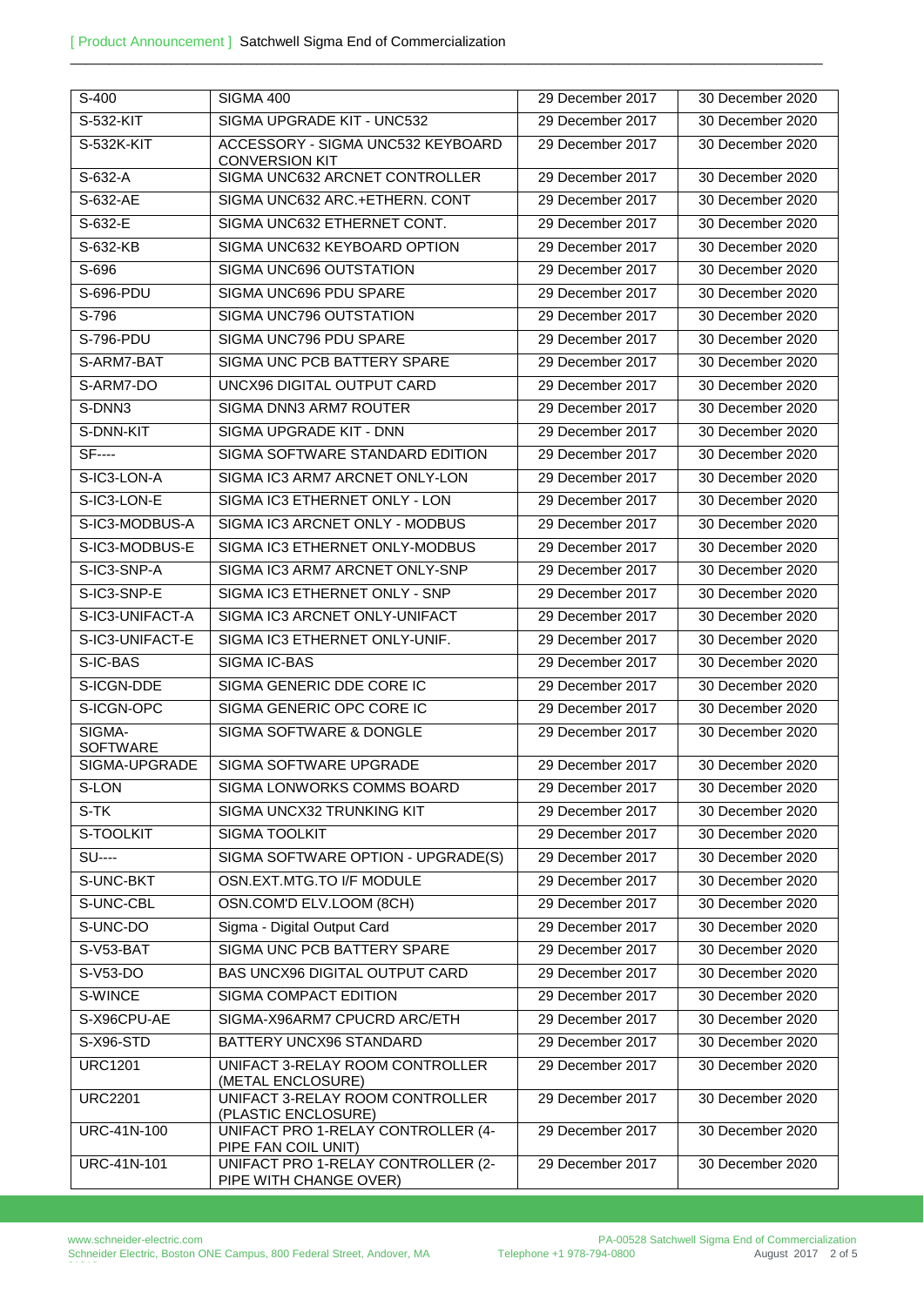| S-400 | SIGMA 400 | 29 December 2017 | 30 December 2020 |
|---|---|---|---|
| S-532-KIT | SIGMA UPGRADE KIT - UNC532 | 29 December 2017 | 30 December 2020 |
| S-532K-KIT | ACCESSORY - SIGMA UNC532 KEYBOARD CONVERSION KIT | 29 December 2017 | 30 December 2020 |
| S-632-A | SIGMA UNC632 ARCNET CONTROLLER | 29 December 2017 | 30 December 2020 |
| S-632-AE | SIGMA UNC632 ARC.+ETHERN. CONT | 29 December 2017 | 30 December 2020 |
| S-632-E | SIGMA UNC632 ETHERNET CONT. | 29 December 2017 | 30 December 2020 |
| S-632-KB | SIGMA UNC632 KEYBOARD OPTION | 29 December 2017 | 30 December 2020 |
| S-696 | SIGMA UNC696 OUTSTATION | 29 December 2017 | 30 December 2020 |
| S-696-PDU | SIGMA UNC696 PDU SPARE | 29 December 2017 | 30 December 2020 |
| S-796 | SIGMA UNC796 OUTSTATION | 29 December 2017 | 30 December 2020 |
| S-796-PDU | SIGMA UNC796 PDU SPARE | 29 December 2017 | 30 December 2020 |
| S-ARM7-BAT | SIGMA UNC PCB BATTERY SPARE | 29 December 2017 | 30 December 2020 |
| S-ARM7-DO | UNCX96 DIGITAL OUTPUT CARD | 29 December 2017 | 30 December 2020 |
| S-DNN3 | SIGMA DNN3 ARM7 ROUTER | 29 December 2017 | 30 December 2020 |
| S-DNN-KIT | SIGMA UPGRADE KIT - DNN | 29 December 2017 | 30 December 2020 |
| SF---- | SIGMA SOFTWARE STANDARD EDITION | 29 December 2017 | 30 December 2020 |
| S-IC3-LON-A | SIGMA IC3 ARM7 ARCNET ONLY-LON | 29 December 2017 | 30 December 2020 |
| S-IC3-LON-E | SIGMA IC3 ETHERNET ONLY - LON | 29 December 2017 | 30 December 2020 |
| S-IC3-MODBUS-A | SIGMA IC3 ARCNET ONLY - MODBUS | 29 December 2017 | 30 December 2020 |
| S-IC3-MODBUS-E | SIGMA IC3 ETHERNET ONLY-MODBUS | 29 December 2017 | 30 December 2020 |
| S-IC3-SNP-A | SIGMA IC3 ARM7 ARCNET ONLY-SNP | 29 December 2017 | 30 December 2020 |
| S-IC3-SNP-E | SIGMA IC3 ETHERNET ONLY - SNP | 29 December 2017 | 30 December 2020 |
| S-IC3-UNIFACT-A | SIGMA IC3 ARCNET ONLY-UNIFACT | 29 December 2017 | 30 December 2020 |
| S-IC3-UNIFACT-E | SIGMA IC3 ETHERNET ONLY-UNIF. | 29 December 2017 | 30 December 2020 |
| S-IC-BAS | SIGMA IC-BAS | 29 December 2017 | 30 December 2020 |
| S-ICGN-DDE | SIGMA GENERIC DDE CORE IC | 29 December 2017 | 30 December 2020 |
| S-ICGN-OPC | SIGMA GENERIC OPC CORE IC | 29 December 2017 | 30 December 2020 |
| SIGMA-SOFTWARE | SIGMA SOFTWARE & DONGLE | 29 December 2017 | 30 December 2020 |
| SIGMA-UPGRADE | SIGMA SOFTWARE UPGRADE | 29 December 2017 | 30 December 2020 |
| S-LON | SIGMA LONWORKS COMMS BOARD | 29 December 2017 | 30 December 2020 |
| S-TK | SIGMA UNCX32 TRUNKING KIT | 29 December 2017 | 30 December 2020 |
| S-TOOLKIT | SIGMA TOOLKIT | 29 December 2017 | 30 December 2020 |
| SU---- | SIGMA SOFTWARE OPTION - UPGRADE(S) | 29 December 2017 | 30 December 2020 |
| S-UNC-BKT | OSN.EXT.MTG.TO I/F MODULE | 29 December 2017 | 30 December 2020 |
| S-UNC-CBL | OSN.COM'D ELV.LOOM (8CH) | 29 December 2017 | 30 December 2020 |
| S-UNC-DO | Sigma - Digital Output Card | 29 December 2017 | 30 December 2020 |
| S-V53-BAT | SIGMA UNC PCB BATTERY SPARE | 29 December 2017 | 30 December 2020 |
| S-V53-DO | BAS UNCX96 DIGITAL OUTPUT CARD | 29 December 2017 | 30 December 2020 |
| S-WINCE | SIGMA COMPACT EDITION | 29 December 2017 | 30 December 2020 |
| S-X96CPU-AE | SIGMA-X96ARM7 CPUCRD ARC/ETH | 29 December 2017 | 30 December 2020 |
| S-X96-STD | BATTERY UNCX96 STANDARD | 29 December 2017 | 30 December 2020 |
| URC1201 | UNIFACT 3-RELAY ROOM CONTROLLER (METAL ENCLOSURE) | 29 December 2017 | 30 December 2020 |
| URC2201 | UNIFACT 3-RELAY ROOM CONTROLLER (PLASTIC ENCLOSURE) | 29 December 2017 | 30 December 2020 |
| URC-41N-100 | UNIFACT PRO 1-RELAY CONTROLLER (4-PIPE FAN COIL UNIT) | 29 December 2017 | 30 December 2020 |
| URC-41N-101 | UNIFACT PRO 1-RELAY CONTROLLER (2-PIPE WITH CHANGE OVER) | 29 December 2017 | 30 December 2020 |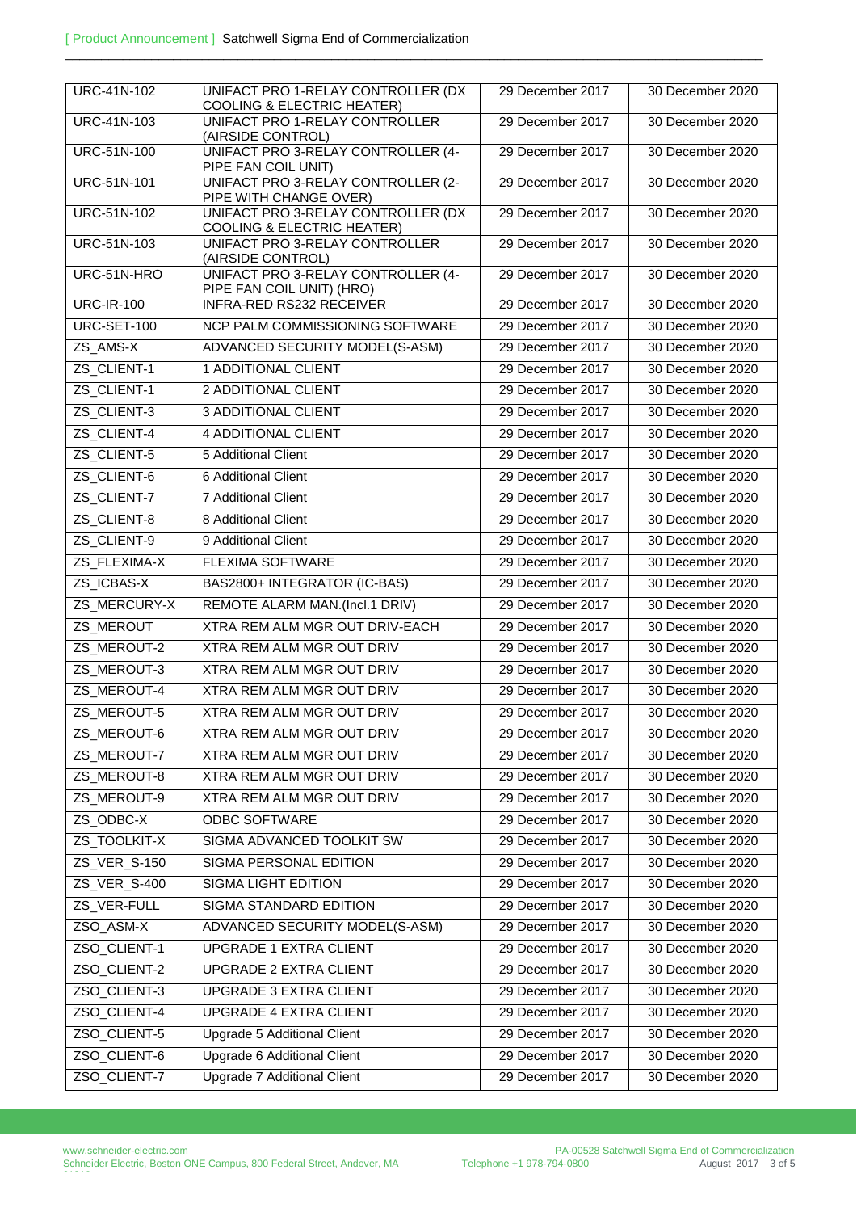| URC-41N-102 | UNIFACT PRO 1-RELAY CONTROLLER (DX COOLING & ELECTRIC HEATER) | 29 December 2017 | 30 December 2020 |
|---|---|---|---|
| URC-41N-103 | UNIFACT PRO 1-RELAY CONTROLLER (AIRSIDE CONTROL) | 29 December 2017 | 30 December 2020 |
| URC-51N-100 | UNIFACT PRO 3-RELAY CONTROLLER (4-PIPE FAN COIL UNIT) | 29 December 2017 | 30 December 2020 |
| URC-51N-101 | UNIFACT PRO 3-RELAY CONTROLLER (2-PIPE WITH CHANGE OVER) | 29 December 2017 | 30 December 2020 |
| URC-51N-102 | UNIFACT PRO 3-RELAY CONTROLLER (DX COOLING & ELECTRIC HEATER) | 29 December 2017 | 30 December 2020 |
| URC-51N-103 | UNIFACT PRO 3-RELAY CONTROLLER (AIRSIDE CONTROL) | 29 December 2017 | 30 December 2020 |
| URC-51N-HRO | UNIFACT PRO 3-RELAY CONTROLLER (4-PIPE FAN COIL UNIT) (HRO) | 29 December 2017 | 30 December 2020 |
| URC-IR-100 | INFRA-RED RS232 RECEIVER | 29 December 2017 | 30 December 2020 |
| URC-SET-100 | NCP PALM COMMISSIONING SOFTWARE | 29 December 2017 | 30 December 2020 |
| ZS_AMS-X | ADVANCED SECURITY MODEL(S-ASM) | 29 December 2017 | 30 December 2020 |
| ZS_CLIENT-1 | 1 ADDITIONAL CLIENT | 29 December 2017 | 30 December 2020 |
| ZS_CLIENT-1 | 2 ADDITIONAL CLIENT | 29 December 2017 | 30 December 2020 |
| ZS_CLIENT-3 | 3 ADDITIONAL CLIENT | 29 December 2017 | 30 December 2020 |
| ZS_CLIENT-4 | 4 ADDITIONAL CLIENT | 29 December 2017 | 30 December 2020 |
| ZS_CLIENT-5 | 5 Additional Client | 29 December 2017 | 30 December 2020 |
| ZS_CLIENT-6 | 6 Additional Client | 29 December 2017 | 30 December 2020 |
| ZS_CLIENT-7 | 7 Additional Client | 29 December 2017 | 30 December 2020 |
| ZS_CLIENT-8 | 8 Additional Client | 29 December 2017 | 30 December 2020 |
| ZS_CLIENT-9 | 9 Additional Client | 29 December 2017 | 30 December 2020 |
| ZS_FLEXIMA-X | FLEXIMA SOFTWARE | 29 December 2017 | 30 December 2020 |
| ZS_ICBAS-X | BAS2800+ INTEGRATOR (IC-BAS) | 29 December 2017 | 30 December 2020 |
| ZS_MERCURY-X | REMOTE ALARM MAN.(Incl.1 DRIV) | 29 December 2017 | 30 December 2020 |
| ZS_MEROUT | XTRA REM ALM MGR OUT DRIV-EACH | 29 December 2017 | 30 December 2020 |
| ZS_MEROUT-2 | XTRA REM ALM MGR OUT DRIV | 29 December 2017 | 30 December 2020 |
| ZS_MEROUT-3 | XTRA REM ALM MGR OUT DRIV | 29 December 2017 | 30 December 2020 |
| ZS_MEROUT-4 | XTRA REM ALM MGR OUT DRIV | 29 December 2017 | 30 December 2020 |
| ZS_MEROUT-5 | XTRA REM ALM MGR OUT DRIV | 29 December 2017 | 30 December 2020 |
| ZS_MEROUT-6 | XTRA REM ALM MGR OUT DRIV | 29 December 2017 | 30 December 2020 |
| ZS_MEROUT-7 | XTRA REM ALM MGR OUT DRIV | 29 December 2017 | 30 December 2020 |
| ZS_MEROUT-8 | XTRA REM ALM MGR OUT DRIV | 29 December 2017 | 30 December 2020 |
| ZS_MEROUT-9 | XTRA REM ALM MGR OUT DRIV | 29 December 2017 | 30 December 2020 |
| ZS_ODBC-X | ODBC SOFTWARE | 29 December 2017 | 30 December 2020 |
| ZS_TOOLKIT-X | SIGMA ADVANCED TOOLKIT SW | 29 December 2017 | 30 December 2020 |
| ZS_VER_S-150 | SIGMA PERSONAL EDITION | 29 December 2017 | 30 December 2020 |
| ZS_VER_S-400 | SIGMA LIGHT EDITION | 29 December 2017 | 30 December 2020 |
| ZS_VER-FULL | SIGMA STANDARD EDITION | 29 December 2017 | 30 December 2020 |
| ZSO_ASM-X | ADVANCED SECURITY MODEL(S-ASM) | 29 December 2017 | 30 December 2020 |
| ZSO_CLIENT-1 | UPGRADE 1 EXTRA CLIENT | 29 December 2017 | 30 December 2020 |
| ZSO_CLIENT-2 | UPGRADE 2 EXTRA CLIENT | 29 December 2017 | 30 December 2020 |
| ZSO_CLIENT-3 | UPGRADE 3 EXTRA CLIENT | 29 December 2017 | 30 December 2020 |
| ZSO_CLIENT-4 | UPGRADE 4 EXTRA CLIENT | 29 December 2017 | 30 December 2020 |
| ZSO_CLIENT-5 | Upgrade 5 Additional Client | 29 December 2017 | 30 December 2020 |
| ZSO_CLIENT-6 | Upgrade 6 Additional Client | 29 December 2017 | 30 December 2020 |
| ZSO_CLIENT-7 | Upgrade 7 Additional Client | 29 December 2017 | 30 December 2020 |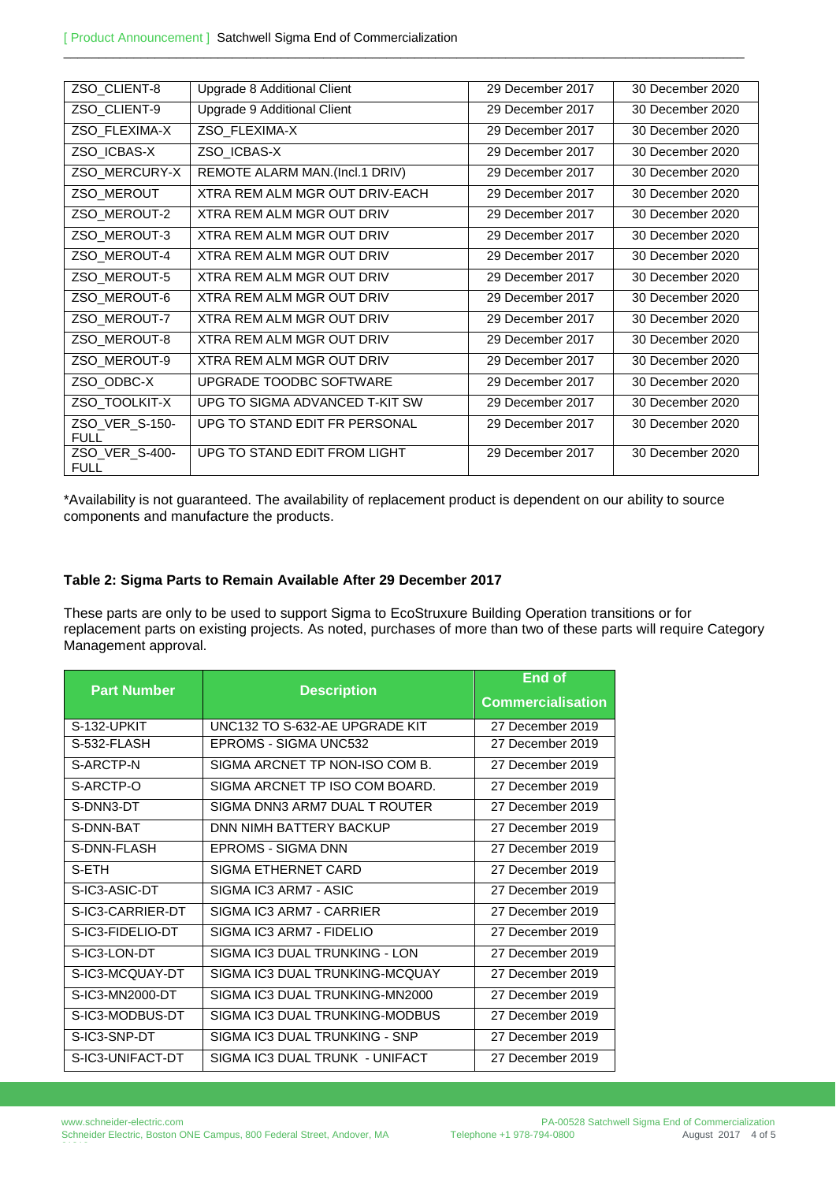| ZSO_CLIENT-8 | Upgrade 8 Additional Client | 29 December 2017 | 30 December 2020 |
|---|---|---|---|
| ZSO_CLIENT-9 | Upgrade 9 Additional Client | 29 December 2017 | 30 December 2020 |
| ZSO_FLEXIMA-X | ZSO_FLEXIMA-X | 29 December 2017 | 30 December 2020 |
| ZSO_ICBAS-X | ZSO_ICBAS-X | 29 December 2017 | 30 December 2020 |
| ZSO_MERCURY-X | REMOTE ALARM MAN.(Incl.1 DRIV) | 29 December 2017 | 30 December 2020 |
| ZSO_MEROUT | XTRA REM ALM MGR OUT DRIV-EACH | 29 December 2017 | 30 December 2020 |
| ZSO_MEROUT-2 | XTRA REM ALM MGR OUT DRIV | 29 December 2017 | 30 December 2020 |
| ZSO_MEROUT-3 | XTRA REM ALM MGR OUT DRIV | 29 December 2017 | 30 December 2020 |
| ZSO_MEROUT-4 | XTRA REM ALM MGR OUT DRIV | 29 December 2017 | 30 December 2020 |
| ZSO_MEROUT-5 | XTRA REM ALM MGR OUT DRIV | 29 December 2017 | 30 December 2020 |
| ZSO_MEROUT-6 | XTRA REM ALM MGR OUT DRIV | 29 December 2017 | 30 December 2020 |
| ZSO_MEROUT-7 | XTRA REM ALM MGR OUT DRIV | 29 December 2017 | 30 December 2020 |
| ZSO_MEROUT-8 | XTRA REM ALM MGR OUT DRIV | 29 December 2017 | 30 December 2020 |
| ZSO_MEROUT-9 | XTRA REM ALM MGR OUT DRIV | 29 December 2017 | 30 December 2020 |
| ZSO_ODBC-X | UPGRADE TOODBC SOFTWARE | 29 December 2017 | 30 December 2020 |
| ZSO_TOOLKIT-X | UPG TO SIGMA ADVANCED T-KIT SW | 29 December 2017 | 30 December 2020 |
| ZSO_VER_S-150-FULL | UPG TO STAND EDIT FR PERSONAL | 29 December 2017 | 30 December 2020 |
| ZSO_VER_S-400-FULL | UPG TO STAND EDIT FROM LIGHT | 29 December 2017 | 30 December 2020 |

*Availability is not guaranteed. The availability of replacement product is dependent on our ability to source components and manufacture the products.

**Table 2: Sigma Parts to Remain Available After 29 December 2017**

These parts are only to be used to support Sigma to EcoStruxure Building Operation transitions or for replacement parts on existing projects. As noted, purchases of more than two of these parts will require Category Management approval.

| Part Number | Description | End of Commercialisation |
|---|---|---|
| S-132-UPKIT | UNC132 TO S-632-AE UPGRADE KIT | 27 December 2019 |
| S-532-FLASH | EPROMS - SIGMA UNC532 | 27 December 2019 |
| S-ARCTP-N | SIGMA ARCNET TP NON-ISO COM B. | 27 December 2019 |
| S-ARCTP-O | SIGMA ARCNET TP ISO COM BOARD. | 27 December 2019 |
| S-DNN3-DT | SIGMA DNN3 ARM7 DUAL T ROUTER | 27 December 2019 |
| S-DNN-BAT | DNN NIMH BATTERY BACKUP | 27 December 2019 |
| S-DNN-FLASH | EPROMS - SIGMA DNN | 27 December 2019 |
| S-ETH | SIGMA ETHERNET CARD | 27 December 2019 |
| S-IC3-ASIC-DT | SIGMA IC3 ARM7 - ASIC | 27 December 2019 |
| S-IC3-CARRIER-DT | SIGMA IC3 ARM7 - CARRIER | 27 December 2019 |
| S-IC3-FIDELIO-DT | SIGMA IC3 ARM7 - FIDELIO | 27 December 2019 |
| S-IC3-LON-DT | SIGMA IC3 DUAL TRUNKING - LON | 27 December 2019 |
| S-IC3-MCQUAY-DT | SIGMA IC3 DUAL TRUNKING-MCQUAY | 27 December 2019 |
| S-IC3-MN2000-DT | SIGMA IC3 DUAL TRUNKING-MN2000 | 27 December 2019 |
| S-IC3-MODBUS-DT | SIGMA IC3 DUAL TRUNKING-MODBUS | 27 December 2019 |
| S-IC3-SNP-DT | SIGMA IC3 DUAL TRUNKING - SNP | 27 December 2019 |
| S-IC3-UNIFACT-DT | SIGMA IC3 DUAL TRUNK - UNIFACT | 27 December 2019 |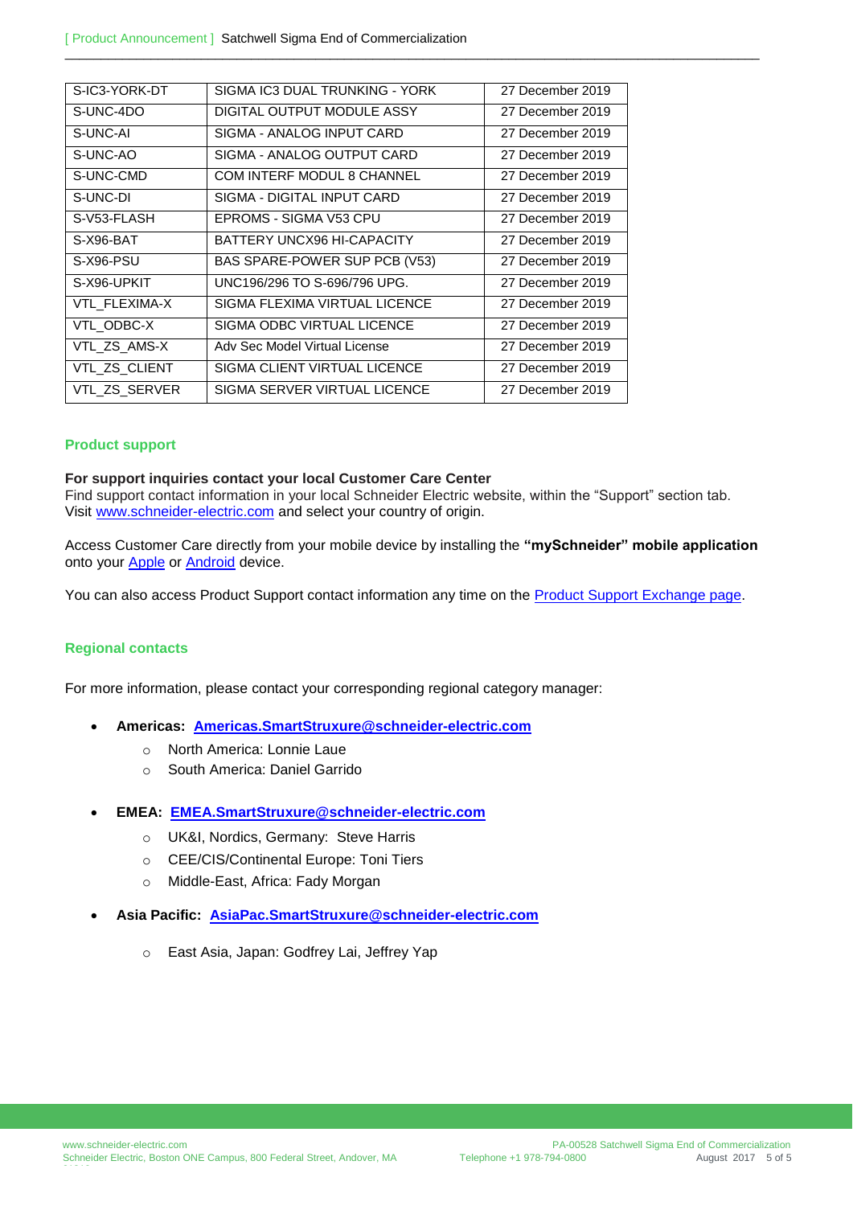| | | |
|---|---|---|
| S-IC3-YORK-DT | SIGMA IC3 DUAL TRUNKING - YORK | 27 December 2019 |
| S-UNC-4DO | DIGITAL OUTPUT MODULE ASSY | 27 December 2019 |
| S-UNC-AI | SIGMA - ANALOG INPUT CARD | 27 December 2019 |
| S-UNC-AO | SIGMA - ANALOG OUTPUT CARD | 27 December 2019 |
| S-UNC-CMD | COM INTERF MODUL 8 CHANNEL | 27 December 2019 |
| S-UNC-DI | SIGMA - DIGITAL INPUT CARD | 27 December 2019 |
| S-V53-FLASH | EPROMS - SIGMA V53 CPU | 27 December 2019 |
| S-X96-BAT | BATTERY UNCX96 HI-CAPACITY | 27 December 2019 |
| S-X96-PSU | BAS SPARE-POWER SUP PCB (V53) | 27 December 2019 |
| S-X96-UPKIT | UNC196/296 TO S-696/796 UPG. | 27 December 2019 |
| VTL_FLEXIMA-X | SIGMA FLEXIMA VIRTUAL LICENCE | 27 December 2019 |
| VTL_ODBC-X | SIGMA ODBC VIRTUAL LICENCE | 27 December 2019 |
| VTL_ZS_AMS-X | Adv Sec Model Virtual License | 27 December 2019 |
| VTL_ZS_CLIENT | SIGMA CLIENT VIRTUAL LICENCE | 27 December 2019 |
| VTL_ZS_SERVER | SIGMA SERVER VIRTUAL LICENCE | 27 December 2019 |

## Product support

**For support inquiries contact your local Customer Care Center**
Find support contact information in your local Schneider Electric website, within the "Support" section tab. Visit www.schneider-electric.com and select your country of origin.

Access Customer Care directly from your mobile device by installing the **"mySchneider" mobile application** onto your Apple or Android device.

You can also access Product Support contact information any time on the Product Support Exchange page.

## Regional contacts

For more information, please contact your corresponding regional category manager:

- **Americas: Americas.SmartStruxure@schneider-electric.com**
  - North America: Lonnie Laue
  - South America: Daniel Garrido
- **EMEA: EMEA.SmartStruxure@schneider-electric.com**
  - UK&I, Nordics, Germany: Steve Harris
  - CEE/CIS/Continental Europe: Toni Tiers
  - Middle-East, Africa: Fady Morgan
- **Asia Pacific: AsiaPac.SmartStruxure@schneider-electric.com**
  - East Asia, Japan: Godfrey Lai, Jeffrey Yap